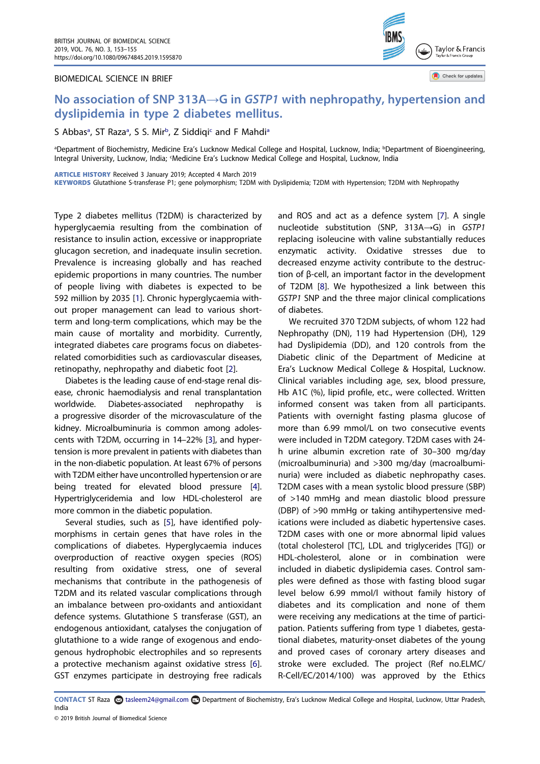BIOMEDICAL SCIENCE IN BRIEF

# No association of SNP 313A→G in *GSTP1* with nephropathy, hypertension and dyslipidemia in type 2 diabetes mellitus.

S Abbas[a], ST Raza[a], S S. Mir[b], Z Siddiqi[c] and F Mahdi[a]

[a]Department of Biochemistry, Medicine Era's Lucknow Medical College and Hospital, Lucknow, India; [b]Department of Bioengineering, Integral University, Lucknow, India; [c]Medicine Era's Lucknow Medical College and Hospital, Lucknow, India

**ARTICLE HISTORY** Received 3 January 2019; Accepted 4 March 2019

**KEYWORDS** Glutathione S-transferase P1; gene polymorphism; T2DM with Dyslipidemia; T2DM with Hypertension; T2DM with Nephropathy

Type 2 diabetes mellitus (T2DM) is characterized by hyperglycaemia resulting from the combination of resistance to insulin action, excessive or inappropriate glucagon secretion, and inadequate insulin secretion. Prevalence is increasing globally and has reached epidemic proportions in many countries. The number of people living with diabetes is expected to be 592 million by 2035 [1]. Chronic hyperglycaemia without proper management can lead to various short-term and long-term complications, which may be the main cause of mortality and morbidity. Currently, integrated diabetes care programs focus on diabetes-related comorbidities such as cardiovascular diseases, retinopathy, nephropathy and diabetic foot [2].

Diabetes is the leading cause of end-stage renal disease, chronic haemodialysis and renal transplantation worldwide. Diabetes-associated nephropathy is a progressive disorder of the microvasculature of the kidney. Microalbuminuria is common among adolescents with T2DM, occurring in 14–22% [3], and hypertension is more prevalent in patients with diabetes than in the non-diabetic population. At least 67% of persons with T2DM either have uncontrolled hypertension or are being treated for elevated blood pressure [4]. Hypertriglyceridemia and low HDL-cholesterol are more common in the diabetic population.

Several studies, such as [5], have identified polymorphisms in certain genes that have roles in the complications of diabetes. Hyperglycaemia induces overproduction of reactive oxygen species (ROS) resulting from oxidative stress, one of several mechanisms that contribute in the pathogenesis of T2DM and its related vascular complications through an imbalance between pro-oxidants and antioxidant defence systems. Glutathione S transferase (GST), an endogenous antioxidant, catalyses the conjugation of glutathione to a wide range of exogenous and endogenous hydrophobic electrophiles and so represents a protective mechanism against oxidative stress [6]. GST enzymes participate in destroying free radicals and ROS and act as a defence system [7]. A single nucleotide substitution (SNP, 313A→G) in *GSTP1* replacing isoleucine with valine substantially reduces enzymatic activity. Oxidative stresses due to decreased enzyme activity contribute to the destruction of β-cell, an important factor in the development of T2DM [8]. We hypothesized a link between this *GSTP1* SNP and the three major clinical complications of diabetes.

We recruited 370 T2DM subjects, of whom 122 had Nephropathy (DN), 119 had Hypertension (DH), 129 had Dyslipidemia (DD), and 120 controls from the Diabetic clinic of the Department of Medicine at Era's Lucknow Medical College & Hospital, Lucknow. Clinical variables including age, sex, blood pressure, Hb A1C (%), lipid profile, etc., were collected. Written informed consent was taken from all participants. Patients with overnight fasting plasma glucose of more than 6.99 mmol/L on two consecutive events were included in T2DM category. T2DM cases with 24-h urine albumin excretion rate of 30–300 mg/day (microalbuminuria) and >300 mg/day (macroalbuminuria) were included as diabetic nephropathy cases. T2DM cases with a mean systolic blood pressure (SBP) of >140 mmHg and mean diastolic blood pressure (DBP) of >90 mmHg or taking antihypertensive medications were included as diabetic hypertensive cases. T2DM cases with one or more abnormal lipid values (total cholesterol [TC], LDL and triglycerides [TG]) or HDL-cholesterol, alone or in combination were included in diabetic dyslipidemia cases. Control samples were defined as those with fasting blood sugar level below 6.99 mmol/l without family history of diabetes and its complication and none of them were receiving any medications at the time of participation. Patients suffering from type 1 diabetes, gestational diabetes, maturity-onset diabetes of the young and proved cases of coronary artery diseases and stroke were excluded. The project (Ref no.ELMC/R-Cell/EC/2014/100) was approved by the Ethics

**CONTACT** ST Raza tasleem24@gmail.com Department of Biochemistry, Era's Lucknow Medical College and Hospital, Lucknow, Uttar Pradesh, India

© 2019 British Journal of Biomedical Science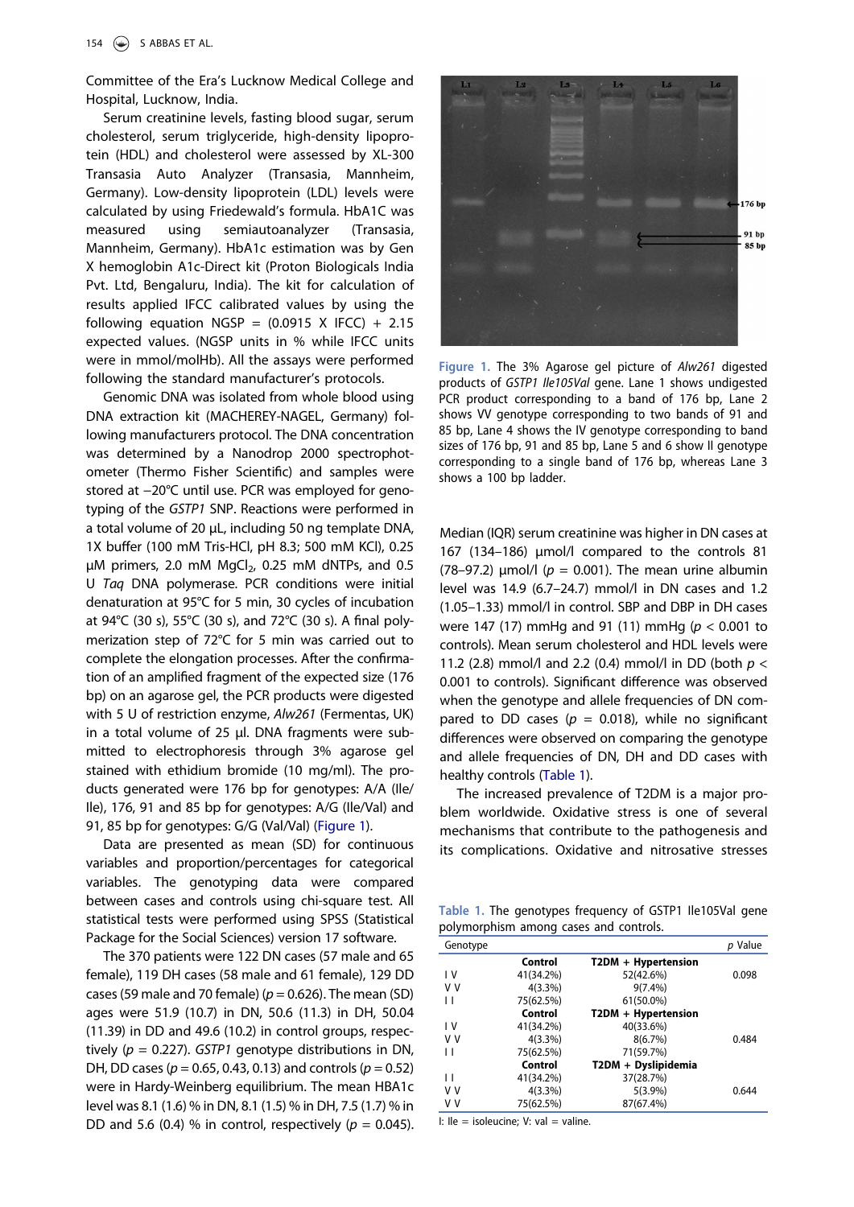Committee of the Era's Lucknow Medical College and Hospital, Lucknow, India.

Serum creatinine levels, fasting blood sugar, serum cholesterol, serum triglyceride, high-density lipoprotein (HDL) and cholesterol were assessed by XL-300 Transasia Auto Analyzer (Transasia, Mannheim, Germany). Low-density lipoprotein (LDL) levels were calculated by using Friedewald's formula. HbA1C was measured using semiautoanalyzer (Transasia, Mannheim, Germany). HbA1C estimation was by Gen X hemoglobin A1c-Direct kit (Proton Biologicals India Pvt. Ltd, Bengaluru, India). The kit for calculation of results applied IFCC calibrated values by using the following equation NGSP = (0.0915 X IFCC) + 2.15 expected values. (NGSP units in % while IFCC units were in mmol/molHb). All the assays were performed following the standard manufacturer's protocols.

Genomic DNA was isolated from whole blood using DNA extraction kit (MACHEREY-NAGEL, Germany) following manufacturers protocol. The DNA concentration was determined by a Nanodrop 2000 spectrophotometer (Thermo Fisher Scientific) and samples were stored at −20°C until use. PCR was employed for genotyping of the *GSTP1* SNP. Reactions were performed in a total volume of 20 µL, including 50 ng template DNA, 1X buffer (100 mM Tris-HCl, pH 8.3; 500 mM KCl), 0.25 µM primers, 2.0 mM $MgCl_2$, 0.25 mM dNTPs, and 0.5 U *Taq* DNA polymerase. PCR conditions were initial denaturation at 95°C for 5 min, 30 cycles of incubation at 94°C (30 s), 55°C (30 s), and 72°C (30 s). A final polymerization step of 72°C for 5 min was carried out to complete the elongation processes. After the confirmation of an amplified fragment of the expected size (176 bp) on an agarose gel, the PCR products were digested with 5 U of restriction enzyme, *Alw261* (Fermentas, UK) in a total volume of 25 µl. DNA fragments were submitted to electrophoresis through 3% agarose gel stained with ethidium bromide (10 mg/ml). The products generated were 176 bp for genotypes: A/A (Ile/Ile), 176, 91 and 85 bp for genotypes: A/G (Ile/Val) and 91, 85 bp for genotypes: G/G (Val/Val) (Figure 1).

Figure 1. The 3% Agarose gel picture of *Alw261* digested products of *GSTP1 Ile105Val* gene. Lane 1 shows undigested PCR product corresponding to a band of 176 bp, Lane 2 shows VV genotype corresponding to two bands of 91 and 85 bp, Lane 4 shows the IV genotype corresponding to band sizes of 176 bp, 91 and 85 bp, Lane 5 and 6 show II genotype corresponding to a single band of 176 bp, whereas Lane 3 shows a 100 bp ladder.

Data are presented as mean (SD) for continuous variables and proportion/percentages for categorical variables. The genotyping data were compared between cases and controls using chi-square test. All statistical tests were performed using SPSS (Statistical Package for the Social Sciences) version 17 software.

The 370 patients were 122 DN cases (57 male and 65 female), 119 DH cases (58 male and 61 female), 129 DD cases (59 male and 70 female) ($p = 0.626$). The mean (SD) ages were 51.9 (10.7) in DN, 50.6 (11.3) in DH, 50.04 (11.39) in DD and 49.6 (10.2) in control groups, respectively ($p = 0.227$). *GSTP1* genotype distributions in DN, DH, DD cases ($p = 0.65$, 0.43, 0.13) and controls ($p = 0.52$) were in Hardy-Weinberg equilibrium. The mean HbA1c level was 8.1 (1.6) % in DN, 8.1 (1.5) % in DH, 7.5 (1.7) % in DD and 5.6 (0.4) % in control, respectively ($p = 0.045$). Median (IQR) serum creatinine was higher in DN cases at 167 (134–186) µmol/l compared to the controls 81 (78–97.2) µmol/l ($p = 0.001$). The mean urine albumin level was 14.9 (6.7–24.7) mmol/l in DN cases and 1.2 (1.05–1.33) mmol/l in control. SBP and DBP in DH cases were 147 (17) mmHg and 91 (11) mmHg ($p < 0.001$ to controls). Mean serum cholesterol and HDL levels were 11.2 (2.8) mmol/l and 2.2 (0.4) mmol/l in DD (both $p < 0.001$ to controls). Significant difference was observed when the genotype and allele frequencies of DN compared to DD cases ($p = 0.018$), while no significant differences were observed on comparing the genotype and allele frequencies of DN, DH and DD cases with healthy controls (Table 1).

The increased prevalence of T2DM is a major problem worldwide. Oxidative stress is one of several mechanisms that contribute to the pathogenesis and its complications. Oxidative and nitrosative stresses

Table 1. The genotypes frequency of GSTP1 Ile105Val gene polymorphism among cases and controls.

| Genotype | | | p Value |
|---|---|---|---|
| | **Control** | **T2DM + Hypertension** | |
| I V | 41(34.2%) | 52(42.6%) | 0.098 |
| V V | 4(3.3%) | 9(7.4%) | |
| I I | 75(62.5%) | 61(50.0%) | |
| | **Control** | **T2DM + Hypertension** | |
| I V | 41(34.2%) | 40(33.6%) | |
| V V | 4(3.3%) | 8(6.7%) | 0.484 |
| I I | 75(62.5%) | 71(59.7%) | |
| | **Control** | **T2DM + Dyslipidemia** | |
| I I | 41(34.2%) | 37(28.7%) | |
| V V | 4(3.3%) | 5(3.9%) | 0.644 |
| V V | 75(62.5%) | 87(67.4%) | |

I: Ile = isoleucine; V: val = valine.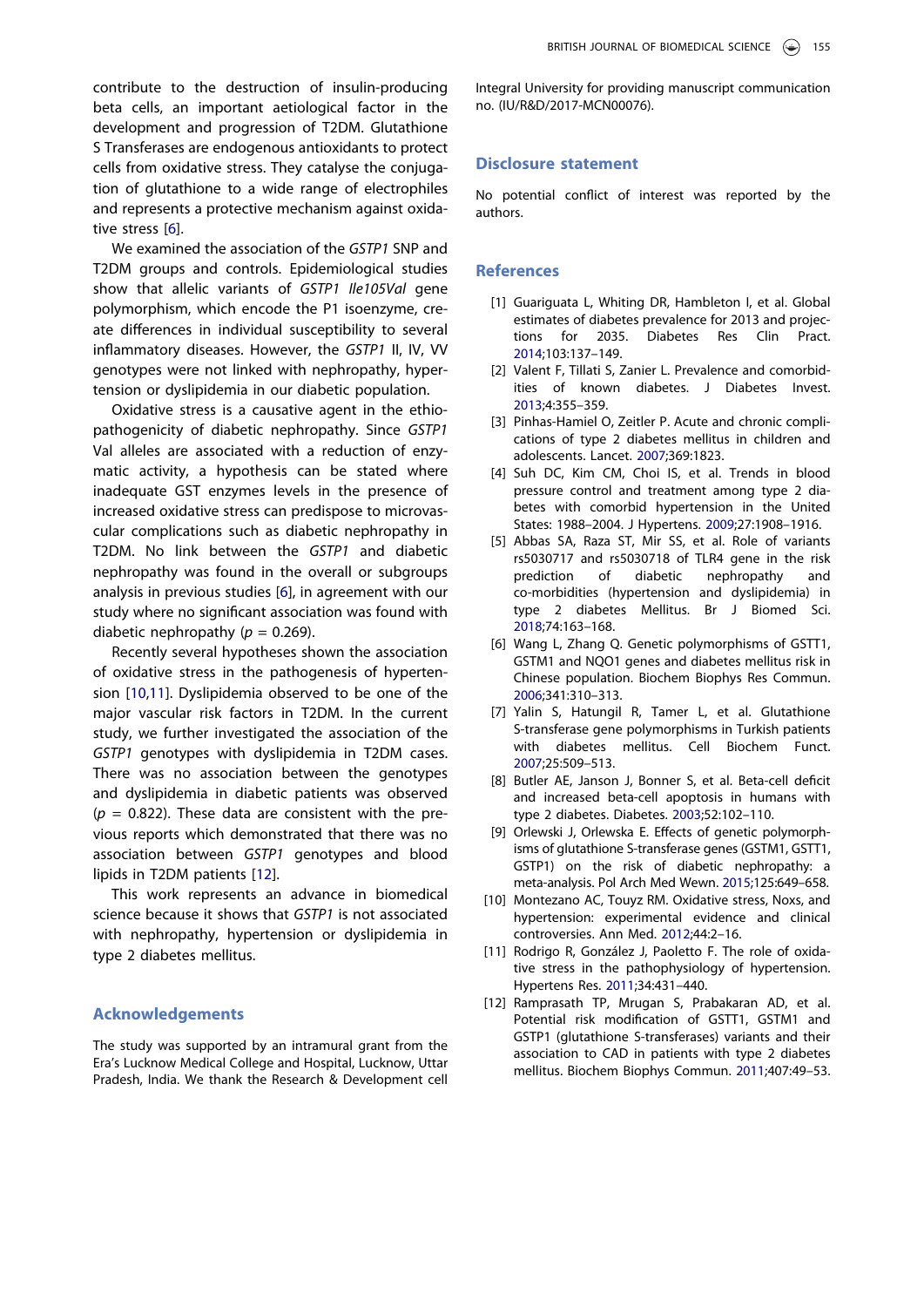contribute to the destruction of insulin-producing beta cells, an important aetiological factor in the development and progression of T2DM. Glutathione S Transferases are endogenous antioxidants to protect cells from oxidative stress. They catalyse the conjugation of glutathione to a wide range of electrophiles and represents a protective mechanism against oxidative stress [6].

We examined the association of the *GSTP1* SNP and T2DM groups and controls. Epidemiological studies show that allelic variants of *GSTP1 Ile105Val* gene polymorphism, which encode the P1 isoenzyme, create differences in individual susceptibility to several inflammatory diseases. However, the *GSTP1* II, IV, VV genotypes were not linked with nephropathy, hypertension or dyslipidemia in our diabetic population.

Oxidative stress is a causative agent in the ethiopathogenicity of diabetic nephropathy. Since *GSTP1* Val alleles are associated with a reduction of enzymatic activity, a hypothesis can be stated where inadequate GST enzymes levels in the presence of increased oxidative stress can predispose to microvascular complications such as diabetic nephropathy in T2DM. No link between the *GSTP1* and diabetic nephropathy was found in the overall or subgroups analysis in previous studies [6], in agreement with our study where no significant association was found with diabetic nephropathy ($p$ = 0.269).

Recently several hypotheses shown the association of oxidative stress in the pathogenesis of hypertension [10,11]. Dyslipidemia observed to be one of the major vascular risk factors in T2DM. In the current study, we further investigated the association of the *GSTP1* genotypes with dyslipidemia in T2DM cases. There was no association between the genotypes and dyslipidemia in diabetic patients was observed ($p$ = 0.822). These data are consistent with the previous reports which demonstrated that there was no association between *GSTP1* genotypes and blood lipids in T2DM patients [12].

This work represents an advance in biomedical science because it shows that *GSTP1* is not associated with nephropathy, hypertension or dyslipidemia in type 2 diabetes mellitus.

## Acknowledgements

The study was supported by an intramural grant from the Era's Lucknow Medical College and Hospital, Lucknow, Uttar Pradesh, India. We thank the Research & Development cell Integral University for providing manuscript communication no. (IU/R&D/2017-MCN00076).

## Disclosure statement

No potential conflict of interest was reported by the authors.

## References

[1] Guariguata L, Whiting DR, Hambleton I, et al. Global estimates of diabetes prevalence for 2013 and projections for 2035. Diabetes Res Clin Pract. 2014;103:137–149.

[2] Valent F, Tillati S, Zanier L. Prevalence and comorbidities of known diabetes. J Diabetes Invest. 2013;4:355–359.

[3] Pinhas-Hamiel O, Zeitler P. Acute and chronic complications of type 2 diabetes mellitus in children and adolescents. Lancet. 2007;369:1823.

[4] Suh DC, Kim CM, Choi IS, et al. Trends in blood pressure control and treatment among type 2 diabetes with comorbid hypertension in the United States: 1988–2004. J Hypertens. 2009;27:1908–1916.

[5] Abbas SA, Raza ST, Mir SS, et al. Role of variants rs5030717 and rs5030718 of TLR4 gene in the risk prediction of diabetic nephropathy and co-morbidities (hypertension and dyslipidemia) in type 2 diabetes Mellitus. Br J Biomed Sci. 2018;74:163–168.

[6] Wang L, Zhang Q. Genetic polymorphisms of GSTT1, GSTM1 and NQO1 genes and diabetes mellitus risk in Chinese population. Biochem Biophys Res Commun. 2006;341:310–313.

[7] Yalin S, Hatungil R, Tamer L, et al. Glutathione S-transferase gene polymorphisms in Turkish patients with diabetes mellitus. Cell Biochem Funct. 2007;25:509–513.

[8] Butler AE, Janson J, Bonner S, et al. Beta-cell deficit and increased beta-cell apoptosis in humans with type 2 diabetes. Diabetes. 2003;52:102–110.

[9] Orlewski J, Orlewska E. Effects of genetic polymorphisms of glutathione S-transferase genes (GSTM1, GSTT1, GSTP1) on the risk of diabetic nephropathy: a meta-analysis. Pol Arch Med Wewn. 2015;125:649–658.

[10] Montezano AC, Touyz RM. Oxidative stress, Noxs, and hypertension: experimental evidence and clinical controversies. Ann Med. 2012;44:2–16.

[11] Rodrigo R, González J, Paoletto F. The role of oxidative stress in the pathophysiology of hypertension. Hypertens Res. 2011;34:431–440.

[12] Ramprasath TP, Mrugan S, Prabakaran AD, et al. Potential risk modification of GSTT1, GSTM1 and GSTP1 (glutathione S-transferases) variants and their association to CAD in patients with type 2 diabetes mellitus. Biochem Biophys Commun. 2011;407:49–53.